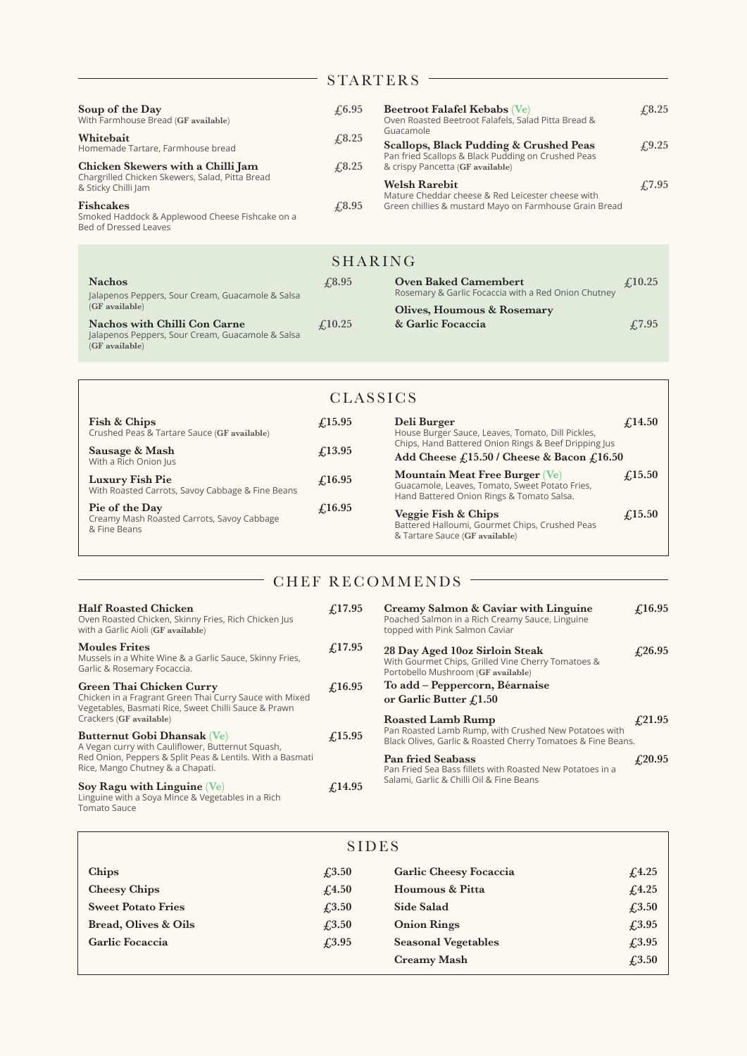## STARTERS

**Soup of the Day** — £6.95
With Farmhouse Bread (**GF available**)

**Whitebait** — £8.25
Homemade Tartare, Farmhouse bread

**Chicken Skewers with a Chilli Jam** — £8.25
Chargrilled Chicken Skewers, Salad, Pitta Bread & Sticky Chilli Jam

**Fishcakes** — £8.95
Smoked Haddock & Applewood Cheese Fishcake on a Bed of Dressed Leaves

**Beetroot Falafel Kebabs** (Ve) — £8.25
Oven Roasted Beetroot Falafels, Salad Pitta Bread & Guacamole

**Scallops, Black Pudding & Crushed Peas** — £9.25
Pan fried Scallops & Black Pudding on Crushed Peas & crispy Pancetta (**GF available**)

**Welsh Rarebit** — £7.95
Mature Cheddar cheese & Red Leicester cheese with Green chillies & mustard Mayo on Farmhouse Grain Bread

## SHARING

**Nachos** — £8.95
Jalapenos Peppers, Sour Cream, Guacamole & Salsa (**GF available**)

**Nachos with Chilli Con Carne** — £10.25
Jalapenos Peppers, Sour Cream, Guacamole & Salsa (**GF available**)

**Oven Baked Camembert** — £10.25
Rosemary & Garlic Focaccia with a Red Onion Chutney

**Olives, Houmous & Rosemary & Garlic Focaccia** — £7.95

## CLASSICS

**Fish & Chips** — £15.95
Crushed Peas & Tartare Sauce (**GF available**)

**Sausage & Mash** — £13.95
With a Rich Onion Jus

**Luxury Fish Pie** — £16.95
With Roasted Carrots, Savoy Cabbage & Fine Beans

**Pie of the Day** — £16.95
Creamy Mash Roasted Carrots, Savoy Cabbage & Fine Beans

**Deli Burger** — £14.50
House Burger Sauce, Leaves, Tomato, Dill Pickles, Chips, Hand Battered Onion Rings & Beef Dripping Jus
**Add Cheese £15.50 / Cheese & Bacon £16.50**

**Mountain Meat Free Burger** (Ve) — £15.50
Guacamole, Leaves, Tomato, Sweet Potato Fries, Hand Battered Onion Rings & Tomato Salsa.

**Veggie Fish & Chips** — £15.50
Battered Halloumi, Gourmet Chips, Crushed Peas & Tartare Sauce (**GF available**)

## CHEF RECOMMENDS

**Half Roasted Chicken** — £17.95
Oven Roasted Chicken, Skinny Fries, Rich Chicken Jus with a Garlic Aioli (**GF available**)

**Moules Frites** — £17.95
Mussels in a White Wine & a Garlic Sauce, Skinny Fries, Garlic & Rosemary Focaccia.

**Green Thai Chicken Curry** — £16.95
Chicken in a Fragrant Green Thai Curry Sauce with Mixed Vegetables, Basmati Rice, Sweet Chilli Sauce & Prawn Crackers (**GF available**)

**Butternut Gobi Dhansak** (Ve) — £15.95
A Vegan curry with Cauliflower, Butternut Squash, Red Onion, Peppers & Split Peas & Lentils. With a Basmati Rice, Mango Chutney & a Chapati.

**Soy Ragu with Linguine** (Ve) — £14.95
Linguine with a Soya Mince & Vegetables in a Rich Tomato Sauce

**Creamy Salmon & Caviar with Linguine** — £16.95
Poached Salmon in a Rich Creamy Sauce, Linguine topped with Pink Salmon Caviar

**28 Day Aged 10oz Sirloin Steak** — £26.95
With Gourmet Chips, Grilled Vine Cherry Tomatoes & Portobello Mushroom (**GF available**)
**To add – Peppercorn, Béarnaise or Garlic Butter £1.50**

**Roasted Lamb Rump** — £21.95
Pan Roasted Lamb Rump, with Crushed New Potatoes with Black Olives, Garlic & Roasted Cherry Tomatoes & Fine Beans.

**Pan fried Seabass** — £20.95
Pan Fried Sea Bass fillets with Roasted New Potatoes in a Salami, Garlic & Chilli Oil & Fine Beans

## SIDES

| Item | Price |
|---|---|
| Chips | £3.50 |
| Cheesy Chips | £4.50 |
| Sweet Potato Fries | £3.50 |
| Bread, Olives & Oils | £3.50 |
| Garlic Focaccia | £3.95 |
| Garlic Cheesy Focaccia | £4.25 |
| Houmous & Pitta | £4.25 |
| Side Salad | £3.50 |
| Onion Rings | £3.95 |
| Seasonal Vegetables | £3.95 |
| Creamy Mash | £3.50 |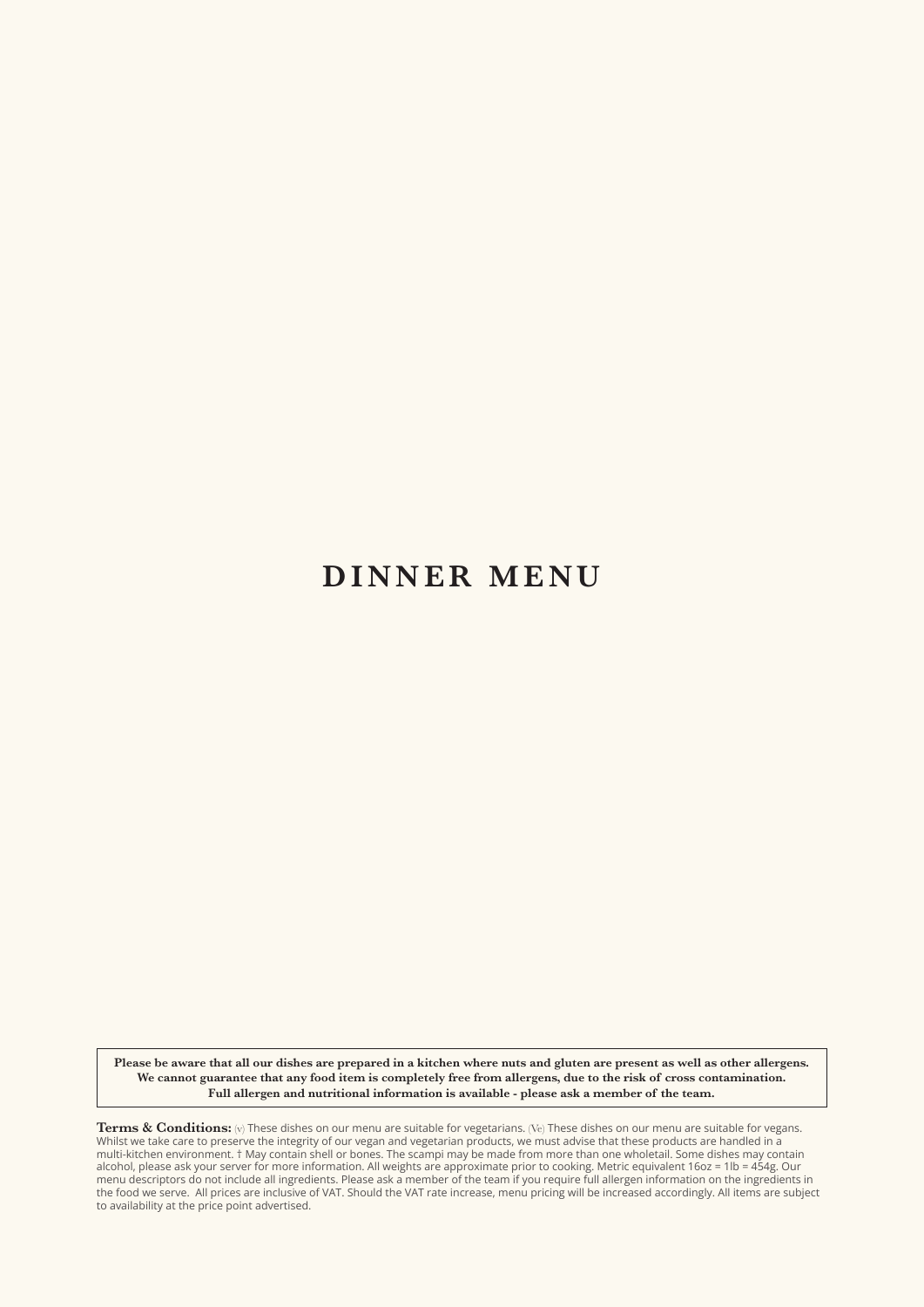# DINNER MENU

**Please be aware that all our dishes are prepared in a kitchen where nuts and gluten are present as well as other allergens. We cannot guarantee that any food item is completely free from allergens, due to the risk of cross contamination. Full allergen and nutritional information is available - please ask a member of the team.**

**Terms & Conditions:** (v) These dishes on our menu are suitable for vegetarians. (Ve) These dishes on our menu are suitable for vegans. Whilst we take care to preserve the integrity of our vegan and vegetarian products, we must advise that these products are handled in a multi-kitchen environment. † May contain shell or bones. The scampi may be made from more than one wholetail. Some dishes may contain alcohol, please ask your server for more information. All weights are approximate prior to cooking. Metric equivalent 16oz = 1lb = 454g. Our menu descriptors do not include all ingredients. Please ask a member of the team if you require full allergen information on the ingredients in the food we serve. All prices are inclusive of VAT. Should the VAT rate increase, menu pricing will be increased accordingly. All items are subject to availability at the price point advertised.